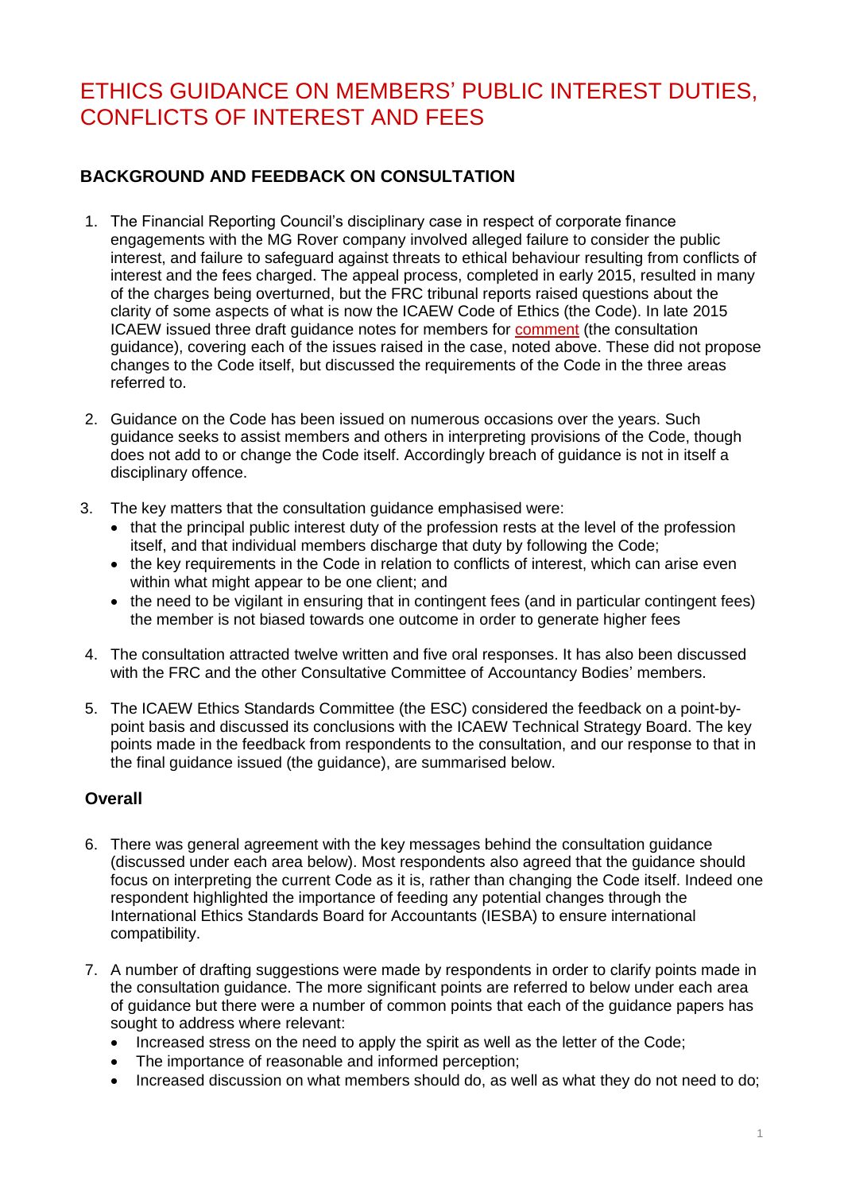# ETHICS GUIDANCE ON MEMBERS' PUBLIC INTEREST DUTIES, CONFLICTS OF INTEREST AND FEES

## BACKGROUND AND FEEDBACK ON CONSULTATION

1. The Financial Reporting Council's disciplinary case in respect of corporate finance engagements with the MG Rover company involved alleged failure to consider the public interest, and failure to safeguard against threats to ethical behaviour resulting from conflicts of interest and the fees charged. The appeal process, completed in early 2015, resulted in many of the charges being overturned, but the FRC tribunal reports raised questions about the clarity of some aspects of what is now the ICAEW Code of Ethics (the Code). In late 2015 ICAEW issued three draft guidance notes for members for comment (the consultation guidance), covering each of the issues raised in the case, noted above. These did not propose changes to the Code itself, but discussed the requirements of the Code in the three areas referred to.

2. Guidance on the Code has been issued on numerous occasions over the years. Such guidance seeks to assist members and others in interpreting provisions of the Code, though does not add to or change the Code itself. Accordingly breach of guidance is not in itself a disciplinary offence.

3. The key matters that the consultation guidance emphasised were:
   - that the principal public interest duty of the profession rests at the level of the profession itself, and that individual members discharge that duty by following the Code;
   - the key requirements in the Code in relation to conflicts of interest, which can arise even within what might appear to be one client; and
   - the need to be vigilant in ensuring that in contingent fees (and in particular contingent fees) the member is not biased towards one outcome in order to generate higher fees

4. The consultation attracted twelve written and five oral responses. It has also been discussed with the FRC and the other Consultative Committee of Accountancy Bodies' members.

5. The ICAEW Ethics Standards Committee (the ESC) considered the feedback on a point-by-point basis and discussed its conclusions with the ICAEW Technical Strategy Board. The key points made in the feedback from respondents to the consultation, and our response to that in the final guidance issued (the guidance), are summarised below.

### Overall

6. There was general agreement with the key messages behind the consultation guidance (discussed under each area below). Most respondents also agreed that the guidance should focus on interpreting the current Code as it is, rather than changing the Code itself. Indeed one respondent highlighted the importance of feeding any potential changes through the International Ethics Standards Board for Accountants (IESBA) to ensure international compatibility.

7. A number of drafting suggestions were made by respondents in order to clarify points made in the consultation guidance. The more significant points are referred to below under each area of guidance but there were a number of common points that each of the guidance papers has sought to address where relevant:
   - Increased stress on the need to apply the spirit as well as the letter of the Code;
   - The importance of reasonable and informed perception;
   - Increased discussion on what members should do, as well as what they do not need to do;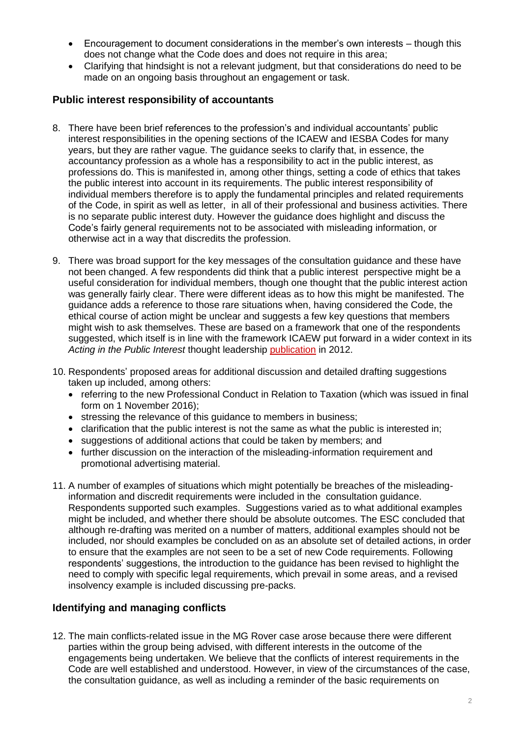- Encouragement to document considerations in the member's own interests – though this does not change what the Code does and does not require in this area;
- Clarifying that hindsight is not a relevant judgment, but that considerations do need to be made on an ongoing basis throughout an engagement or task.

## Public interest responsibility of accountants

8. There have been brief references to the profession's and individual accountants' public interest responsibilities in the opening sections of the ICAEW and IESBA Codes for many years, but they are rather vague. The guidance seeks to clarify that, in essence, the accountancy profession as a whole has a responsibility to act in the public interest, as professions do. This is manifested in, among other things, setting a code of ethics that takes the public interest into account in its requirements. The public interest responsibility of individual members therefore is to apply the fundamental principles and related requirements of the Code, in spirit as well as letter, in all of their professional and business activities. There is no separate public interest duty. However the guidance does highlight and discuss the Code's fairly general requirements not to be associated with misleading information, or otherwise act in a way that discredits the profession.

9. There was broad support for the key messages of the consultation guidance and these have not been changed. A few respondents did think that a public interest perspective might be a useful consideration for individual members, though one thought that the public interest action was generally fairly clear. There were different ideas as to how this might be manifested. The guidance adds a reference to those rare situations when, having considered the Code, the ethical course of action might be unclear and suggests a few key questions that members might wish to ask themselves. These are based on a framework that one of the respondents suggested, which itself is in line with the framework ICAEW put forward in a wider context in its *Acting in the Public Interest* thought leadership publication in 2012.

10. Respondents' proposed areas for additional discussion and detailed drafting suggestions taken up included, among others:
    - referring to the new Professional Conduct in Relation to Taxation (which was issued in final form on 1 November 2016);
    - stressing the relevance of this guidance to members in business;
    - clarification that the public interest is not the same as what the public is interested in;
    - suggestions of additional actions that could be taken by members; and
    - further discussion on the interaction of the misleading-information requirement and promotional advertising material.

11. A number of examples of situations which might potentially be breaches of the misleading-information and discredit requirements were included in the consultation guidance. Respondents supported such examples. Suggestions varied as to what additional examples might be included, and whether there should be absolute outcomes. The ESC concluded that although re-drafting was merited on a number of matters, additional examples should not be included, nor should examples be concluded on as an absolute set of detailed actions, in order to ensure that the examples are not seen to be a set of new Code requirements. Following respondents' suggestions, the introduction to the guidance has been revised to highlight the need to comply with specific legal requirements, which prevail in some areas, and a revised insolvency example is included discussing pre-packs.

## Identifying and managing conflicts

12. The main conflicts-related issue in the MG Rover case arose because there were different parties within the group being advised, with different interests in the outcome of the engagements being undertaken. We believe that the conflicts of interest requirements in the Code are well established and understood. However, in view of the circumstances of the case, the consultation guidance, as well as including a reminder of the basic requirements on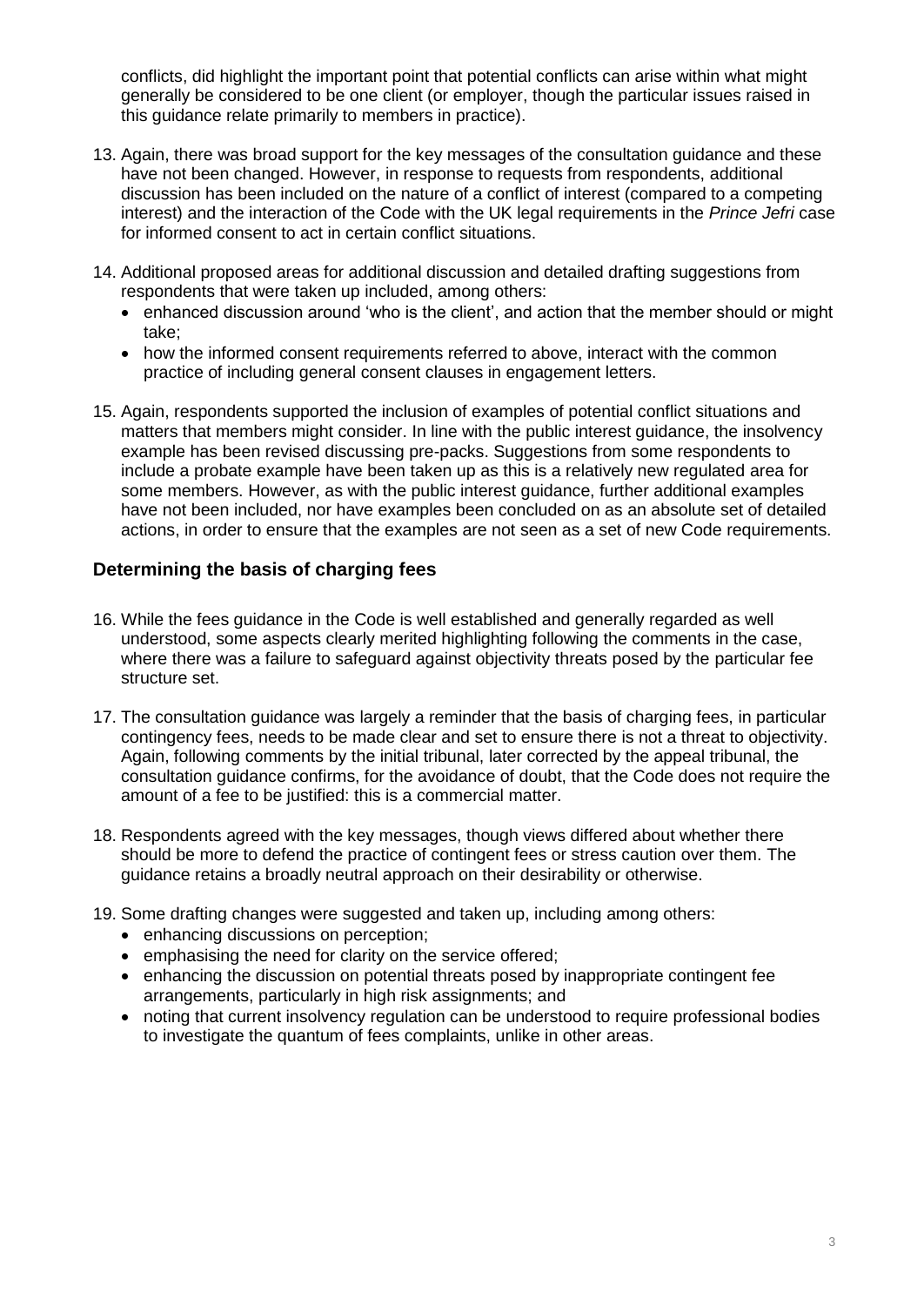conflicts, did highlight the important point that potential conflicts can arise within what might generally be considered to be one client (or employer, though the particular issues raised in this guidance relate primarily to members in practice).

13. Again, there was broad support for the key messages of the consultation guidance and these have not been changed. However, in response to requests from respondents, additional discussion has been included on the nature of a conflict of interest (compared to a competing interest) and the interaction of the Code with the UK legal requirements in the *Prince Jefri* case for informed consent to act in certain conflict situations.

14. Additional proposed areas for additional discussion and detailed drafting suggestions from respondents that were taken up included, among others:
    - enhanced discussion around 'who is the client', and action that the member should or might take;
    - how the informed consent requirements referred to above, interact with the common practice of including general consent clauses in engagement letters.

15. Again, respondents supported the inclusion of examples of potential conflict situations and matters that members might consider. In line with the public interest guidance, the insolvency example has been revised discussing pre-packs. Suggestions from some respondents to include a probate example have been taken up as this is a relatively new regulated area for some members. However, as with the public interest guidance, further additional examples have not been included, nor have examples been concluded on as an absolute set of detailed actions, in order to ensure that the examples are not seen as a set of new Code requirements.

## Determining the basis of charging fees

16. While the fees guidance in the Code is well established and generally regarded as well understood, some aspects clearly merited highlighting following the comments in the case, where there was a failure to safeguard against objectivity threats posed by the particular fee structure set.

17. The consultation guidance was largely a reminder that the basis of charging fees, in particular contingency fees, needs to be made clear and set to ensure there is not a threat to objectivity. Again, following comments by the initial tribunal, later corrected by the appeal tribunal, the consultation guidance confirms, for the avoidance of doubt, that the Code does not require the amount of a fee to be justified: this is a commercial matter.

18. Respondents agreed with the key messages, though views differed about whether there should be more to defend the practice of contingent fees or stress caution over them. The guidance retains a broadly neutral approach on their desirability or otherwise.

19. Some drafting changes were suggested and taken up, including among others:
    - enhancing discussions on perception;
    - emphasising the need for clarity on the service offered;
    - enhancing the discussion on potential threats posed by inappropriate contingent fee arrangements, particularly in high risk assignments; and
    - noting that current insolvency regulation can be understood to require professional bodies to investigate the quantum of fees complaints, unlike in other areas.